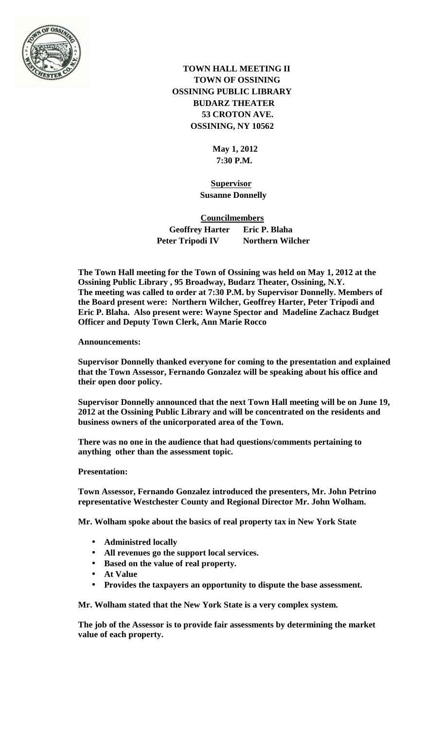# TOWN HALL MEETING II
## TOWN OF OSSINING
## OSSINING PUBLIC LIBRARY
## BUDARZ THEATER
## 53 CROTON AVE.
## OSSINING, NY 10562

**May 1, 2012**
**7:30 P.M.**

**Supervisor**
**Susanne Donnelly**

**Councilmembers**

**Geoffrey Harter Eric P. Blaha**
**Peter Tripodi IV Northern Wilcher**

**The Town Hall meeting for the Town of Ossining was held on May 1, 2012 at the Ossining Public Library , 95 Broadway, Budarz Theater, Ossining, N.Y. The meeting was called to order at 7:30 P.M. by Supervisor Donnelly. Members of the Board present were: Northern Wilcher, Geoffrey Harter, Peter Tripodi and Eric P. Blaha. Also present were: Wayne Spector and Madeline Zachacz Budget Officer and Deputy Town Clerk, Ann Marie Rocco**

**Announcements:**

**Supervisor Donnelly thanked everyone for coming to the presentation and explained that the Town Assessor, Fernando Gonzalez will be speaking about his office and their open door policy.**

**Supervisor Donnelly announced that the next Town Hall meeting will be on June 19, 2012 at the Ossining Public Library and will be concentrated on the residents and business owners of the unincorporated area of the Town.**

**There was no one in the audience that had questions/comments pertaining to anything other than the assessment topic.**

**Presentation:**

**Town Assessor, Fernando Gonzalez introduced the presenters, Mr. John Petrino representative Westchester County and Regional Director Mr. John Wolham.**

**Mr. Wolham spoke about the basics of real property tax in New York State**

- **Administred locally**
- **All revenues go the support local services.**
- **Based on the value of real property.**
- **At Value**
- **Provides the taxpayers an opportunity to dispute the base assessment.**

**Mr. Wolham stated that the New York State is a very complex system.**

**The job of the Assessor is to provide fair assessments by determining the market value of each property.**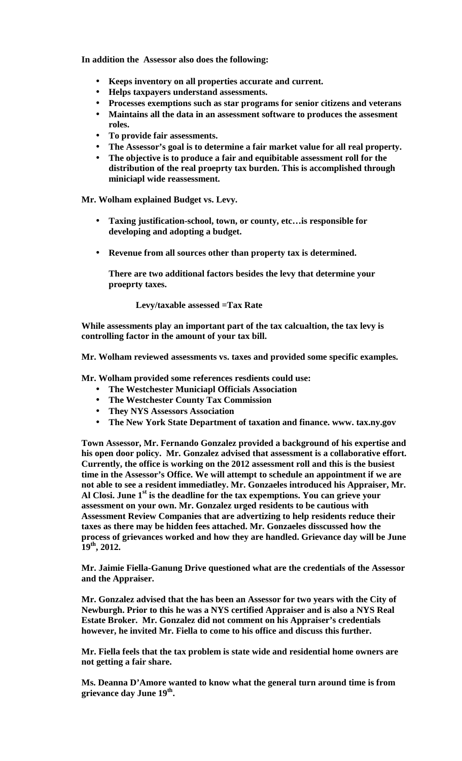**In addition the Assessor also does the following:**

- **Keeps inventory on all properties accurate and current.**
- **Helps taxpayers understand assessments.**
- **Processes exemptions such as star programs for senior citizens and veterans**
- **Maintains all the data in an assessment software to produces the assesment roles.**
- **To provide fair assessments.**
- **The Assessor's goal is to determine a fair market value for all real property.**
- **The objective is to produce a fair and equibitable assessment roll for the distribution of the real proeprty tax burden. This is accomplished through miniciapl wide reassessment.**

**Mr. Wolham explained Budget vs. Levy.**

- **Taxing justification-school, town, or county, etc…is responsible for developing and adopting a budget.**

- **Revenue from all sources other than property tax is determined.**

  **There are two additional factors besides the levy that determine your proeprty taxes.**

  **Levy/taxable assessed =Tax Rate**

**While assessments play an important part of the tax calcualtion, the tax levy is controlling factor in the amount of your tax bill.**

**Mr. Wolham reviewed assessments vs. taxes and provided some specific examples.**

**Mr. Wolham provided some references resdients could use:**

- **The Westchester Municiapl Officials Association**
- **The Westchester County Tax Commission**
- **They NYS Assessors Association**
- **The New York State Department of taxation and finance. www. tax.ny.gov**

**Town Assessor, Mr. Fernando Gonzalez provided a background of his expertise and his open door policy. Mr. Gonzalez advised that assessment is a collaborative effort. Currently, the office is working on the 2012 assessment roll and this is the busiest time in the Assessor's Office. We will attempt to schedule an appointment if we are not able to see a resident immediatley. Mr. Gonzaeles introduced his Appraiser, Mr. Al Closi. June 1st is the deadline for the tax expemptions. You can grieve your assessment on your own. Mr. Gonzalez urged residents to be cautious with Assessment Review Companies that are advertizing to help residents reduce their taxes as there may be hidden fees attached. Mr. Gonzaeles disscussed how the process of grievances worked and how they are handled. Grievance day will be June 19th, 2012.**

**Mr. Jaimie Fiella-Ganung Drive questioned what are the credentials of the Assessor and the Appraiser.**

**Mr. Gonzalez advised that the has been an Assessor for two years with the City of Newburgh. Prior to this he was a NYS certified Appraiser and is also a NYS Real Estate Broker. Mr. Gonzalez did not comment on his Appraiser's credentials however, he invited Mr. Fiella to come to his office and discuss this further.**

**Mr. Fiella feels that the tax problem is state wide and residential home owners are not getting a fair share.**

**Ms. Deanna D'Amore wanted to know what the general turn around time is from grievance day June 19th.**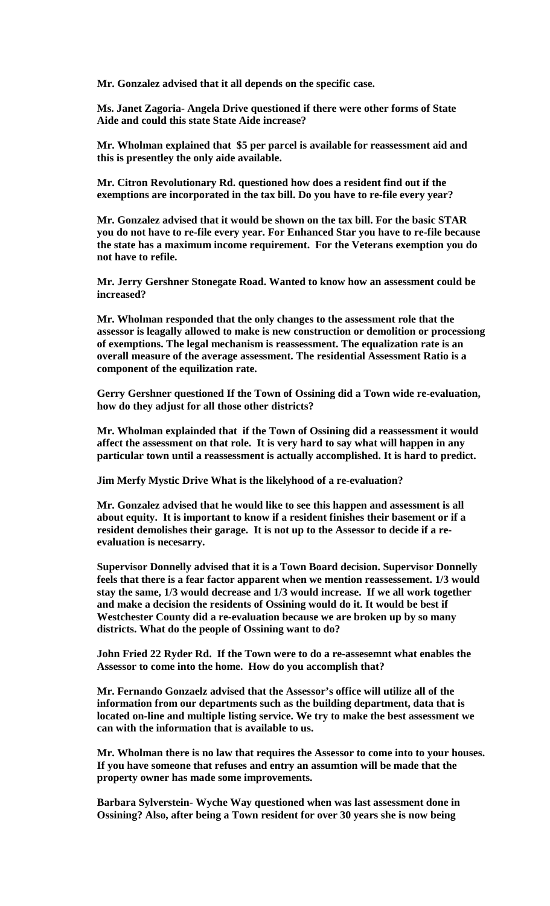**Mr. Gonzalez advised that it all depends on the specific case.**

**Ms. Janet Zagoria- Angela Drive questioned if there were other forms of State Aide and could this state State Aide increase?**

**Mr. Wholman explained that $5 per parcel is available for reassessment aid and this is presentley the only aide available.**

**Mr. Citron Revolutionary Rd. questioned how does a resident find out if the exemptions are incorporated in the tax bill. Do you have to re-file every year?**

**Mr. Gonzalez advised that it would be shown on the tax bill. For the basic STAR you do not have to re-file every year. For Enhanced Star you have to re-file because the state has a maximum income requirement. For the Veterans exemption you do not have to refile.**

**Mr. Jerry Gershner Stonegate Road. Wanted to know how an assessment could be increased?**

**Mr. Wholman responded that the only changes to the assessment role that the assessor is leagally allowed to make is new construction or demolition or processiong of exemptions. The legal mechanism is reassessment. The equalization rate is an overall measure of the average assessment. The residential Assessment Ratio is a component of the equilization rate.**

**Gerry Gershner questioned If the Town of Ossining did a Town wide re-evaluation, how do they adjust for all those other districts?**

**Mr. Wholman explainded that if the Town of Ossining did a reassessment it would affect the assessment on that role. It is very hard to say what will happen in any particular town until a reassessment is actually accomplished. It is hard to predict.**

**Jim Merfy Mystic Drive What is the likelyhood of a re-evaluation?**

**Mr. Gonzalez advised that he would like to see this happen and assessment is all about equity. It is important to know if a resident finishes their basement or if a resident demolishes their garage. It is not up to the Assessor to decide if a re-evaluation is necesarry.**

**Supervisor Donnelly advised that it is a Town Board decision. Supervisor Donnelly feels that there is a fear factor apparent when we mention reassessement. 1/3 would stay the same, 1/3 would decrease and 1/3 would increase. If we all work together and make a decision the residents of Ossining would do it. It would be best if Westchester County did a re-evaluation because we are broken up by so many districts. What do the people of Ossining want to do?**

**John Fried 22 Ryder Rd. If the Town were to do a re-assesemnt what enables the Assessor to come into the home. How do you accomplish that?**

**Mr. Fernando Gonzaelz advised that the Assessor's office will utilize all of the information from our departments such as the building department, data that is located on-line and multiple listing service. We try to make the best assessment we can with the information that is available to us.**

**Mr. Wholman there is no law that requires the Assessor to come into to your houses. If you have someone that refuses and entry an assumtion will be made that the property owner has made some improvements.**

**Barbara Sylverstein- Wyche Way questioned when was last assessment done in Ossining? Also, after being a Town resident for over 30 years she is now being**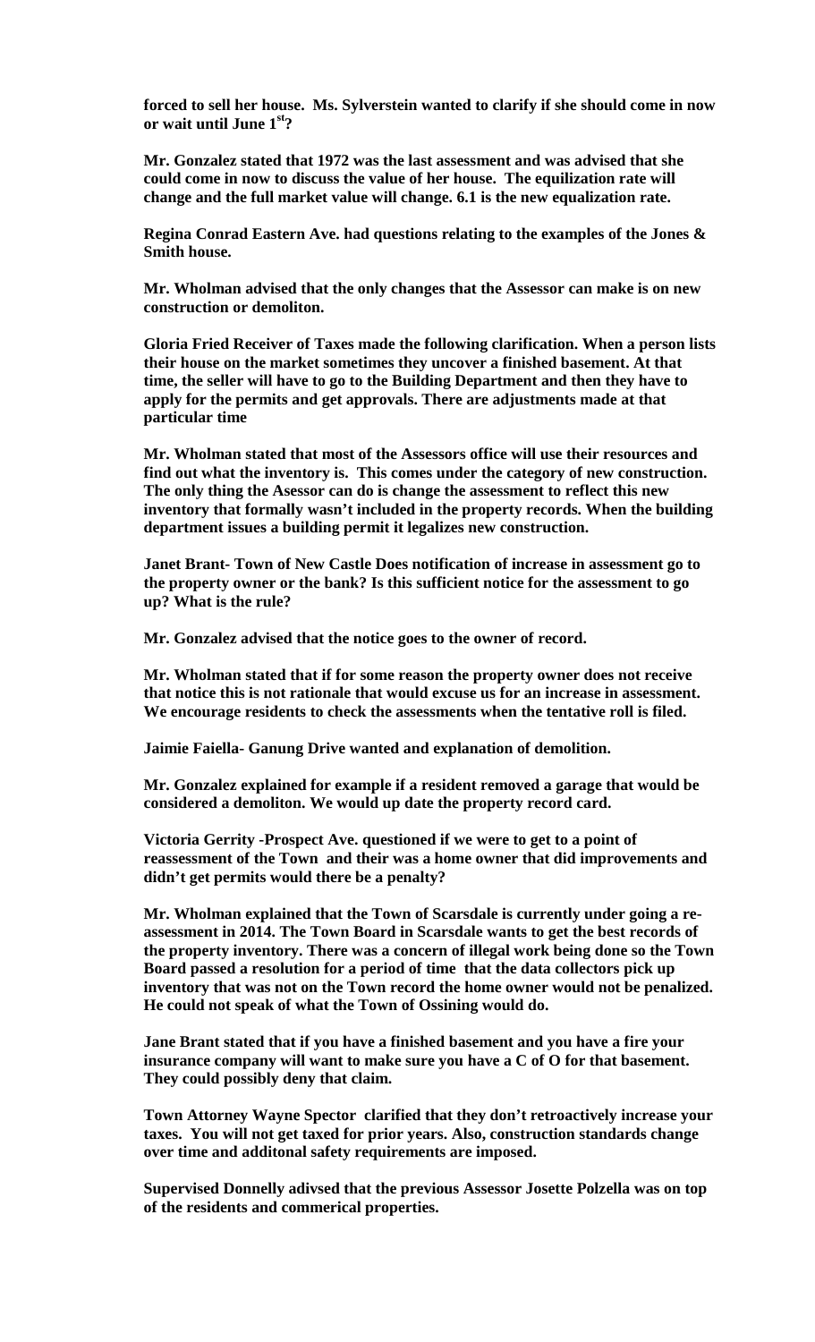**forced to sell her house. Ms. Sylverstein wanted to clarify if she should come in now or wait until June 1st?**

**Mr. Gonzalez stated that 1972 was the last assessment and was advised that she could come in now to discuss the value of her house. The equilization rate will change and the full market value will change. 6.1 is the new equalization rate.**

**Regina Conrad Eastern Ave. had questions relating to the examples of the Jones & Smith house.**

**Mr. Wholman advised that the only changes that the Assessor can make is on new construction or demoliton.**

**Gloria Fried Receiver of Taxes made the following clarification. When a person lists their house on the market sometimes they uncover a finished basement. At that time, the seller will have to go to the Building Department and then they have to apply for the permits and get approvals. There are adjustments made at that particular time**

**Mr. Wholman stated that most of the Assessors office will use their resources and find out what the inventory is. This comes under the category of new construction. The only thing the Asessor can do is change the assessment to reflect this new inventory that formally wasn't included in the property records. When the building department issues a building permit it legalizes new construction.**

**Janet Brant- Town of New Castle Does notification of increase in assessment go to the property owner or the bank? Is this sufficient notice for the assessment to go up? What is the rule?**

**Mr. Gonzalez advised that the notice goes to the owner of record.**

**Mr. Wholman stated that if for some reason the property owner does not receive that notice this is not rationale that would excuse us for an increase in assessment. We encourage residents to check the assessments when the tentative roll is filed.**

**Jaimie Faiella- Ganung Drive wanted and explanation of demolition.**

**Mr. Gonzalez explained for example if a resident removed a garage that would be considered a demoliton. We would up date the property record card.**

**Victoria Gerrity -Prospect Ave. questioned if we were to get to a point of reassessment of the Town and their was a home owner that did improvements and didn't get permits would there be a penalty?**

**Mr. Wholman explained that the Town of Scarsdale is currently under going a re-assessment in 2014. The Town Board in Scarsdale wants to get the best records of the property inventory. There was a concern of illegal work being done so the Town Board passed a resolution for a period of time that the data collectors pick up inventory that was not on the Town record the home owner would not be penalized. He could not speak of what the Town of Ossining would do.**

**Jane Brant stated that if you have a finished basement and you have a fire your insurance company will want to make sure you have a C of O for that basement. They could possibly deny that claim.**

**Town Attorney Wayne Spector clarified that they don't retroactively increase your taxes. You will not get taxed for prior years. Also, construction standards change over time and additonal safety requirements are imposed.**

**Supervised Donnelly adivsed that the previous Assessor Josette Polzella was on top of the residents and commerical properties.**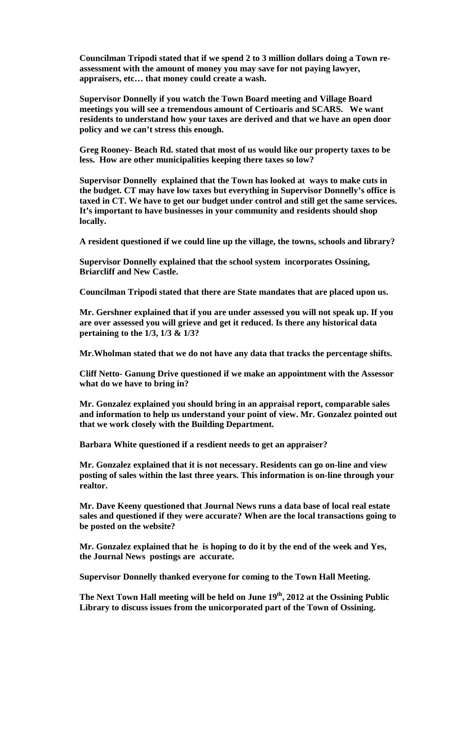**Councilman Tripodi stated that if we spend 2 to 3 million dollars doing a Town re-assessment with the amount of money you may save for not paying lawyer, appraisers, etc… that money could create a wash.**

**Supervisor Donnelly if you watch the Town Board meeting and Village Board meetings you will see a tremendous amount of Certioaris and SCARS. We want residents to understand how your taxes are derived and that we have an open door policy and we can't stress this enough.**

**Greg Rooney- Beach Rd. stated that most of us would like our property taxes to be less. How are other municipalities keeping there taxes so low?**

**Supervisor Donnelly explained that the Town has looked at ways to make cuts in the budget. CT may have low taxes but everything in Supervisor Donnelly's office is taxed in CT. We have to get our budget under control and still get the same services. It's important to have businesses in your community and residents should shop locally.**

**A resident questioned if we could line up the village, the towns, schools and library?**

**Supervisor Donnelly explained that the school system incorporates Ossining, Briarcliff and New Castle.**

**Councilman Tripodi stated that there are State mandates that are placed upon us.**

**Mr. Gershner explained that if you are under assessed you will not speak up. If you are over assessed you will grieve and get it reduced. Is there any historical data pertaining to the 1/3, 1/3 & 1/3?**

**Mr.Wholman stated that we do not have any data that tracks the percentage shifts.**

**Cliff Netto- Ganung Drive questioned if we make an appointment with the Assessor what do we have to bring in?**

**Mr. Gonzalez explained you should bring in an appraisal report, comparable sales and information to help us understand your point of view. Mr. Gonzalez pointed out that we work closely with the Building Department.**

**Barbara White questioned if a resdient needs to get an appraiser?**

**Mr. Gonzalez explained that it is not necessary. Residents can go on-line and view posting of sales within the last three years. This information is on-line through your realtor.**

**Mr. Dave Keeny questioned that Journal News runs a data base of local real estate sales and questioned if they were accurate? When are the local transactions going to be posted on the website?**

**Mr. Gonzalez explained that he is hoping to do it by the end of the week and Yes, the Journal News postings are accurate.**

**Supervisor Donnelly thanked everyone for coming to the Town Hall Meeting.**

**The Next Town Hall meeting will be held on June 19th, 2012 at the Ossining Public Library to discuss issues from the unicorporated part of the Town of Ossining.**